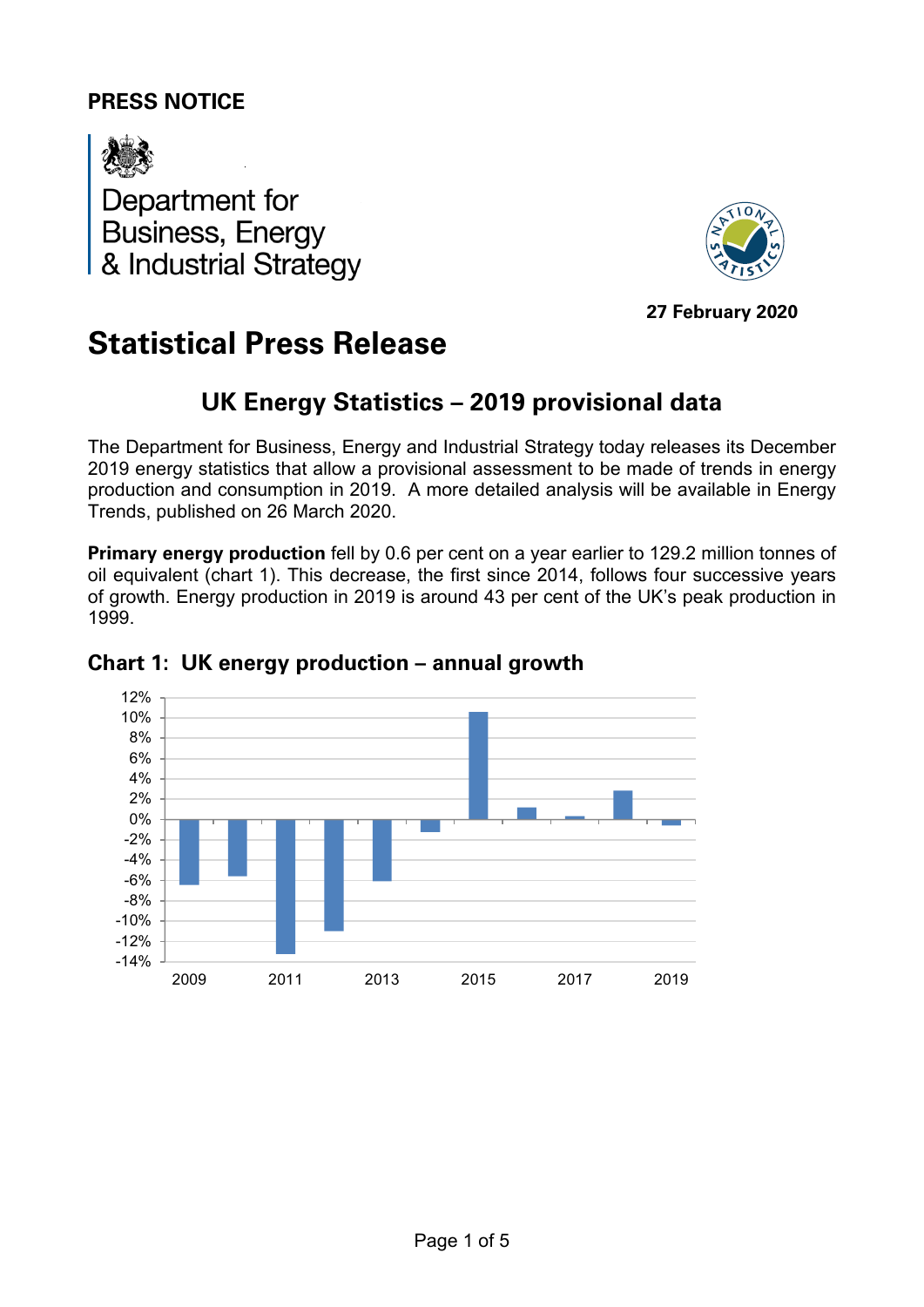**PRESS NOTICE**

Department for Business, Energy & Industrial Strategy

27 February 2020

# Statistical Press Release

## UK Energy Statistics – 2019 provisional data

The Department for Business, Energy and Industrial Strategy today releases its December 2019 energy statistics that allow a provisional assessment to be made of trends in energy production and consumption in 2019. A more detailed analysis will be available in Energy Trends, published on 26 March 2020.

**Primary energy production** fell by 0.6 per cent on a year earlier to 129.2 million tonnes of oil equivalent (chart 1). This decrease, the first since 2014, follows four successive years of growth. Energy production in 2019 is around 43 per cent of the UK's peak production in 1999.

### Chart 1: UK energy production – annual growth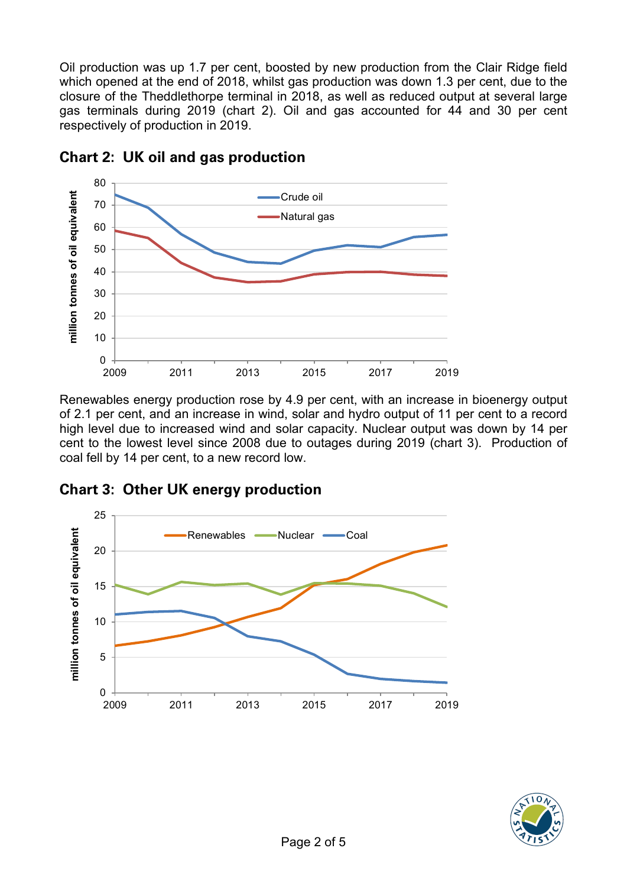Oil production was up 1.7 per cent, boosted by new production from the Clair Ridge field which opened at the end of 2018, whilst gas production was down 1.3 per cent, due to the closure of the Theddlethorpe terminal in 2018, as well as reduced output at several large gas terminals during 2019 (chart 2). Oil and gas accounted for 44 and 30 per cent respectively of production in 2019.

## Chart 2: UK oil and gas production

Renewables energy production rose by 4.9 per cent, with an increase in bioenergy output of 2.1 per cent, and an increase in wind, solar and hydro output of 11 per cent to a record high level due to increased wind and solar capacity. Nuclear output was down by 14 per cent to the lowest level since 2008 due to outages during 2019 (chart 3). Production of coal fell by 14 per cent, to a new record low.

## Chart 3: Other UK energy production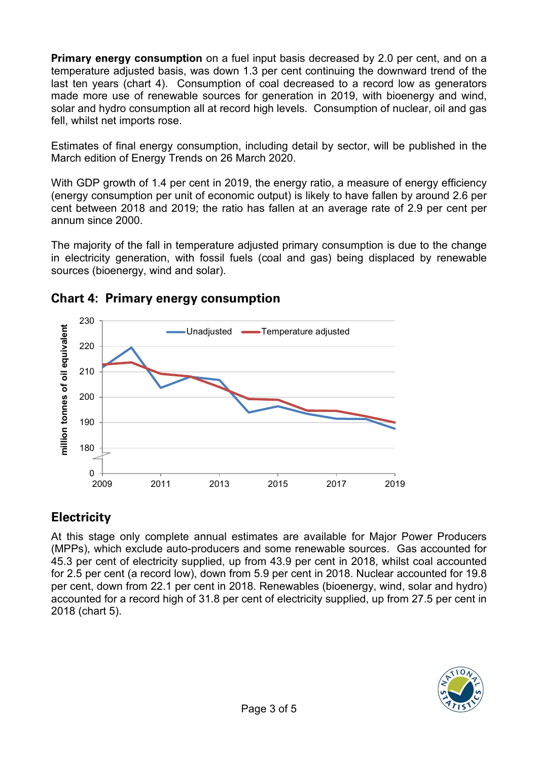**Primary energy consumption** on a fuel input basis decreased by 2.0 per cent, and on a temperature adjusted basis, was down 1.3 per cent continuing the downward trend of the last ten years (chart 4). Consumption of coal decreased to a record low as generators made more use of renewable sources for generation in 2019, with bioenergy and wind, solar and hydro consumption all at record high levels. Consumption of nuclear, oil and gas fell, whilst net imports rose.

Estimates of final energy consumption, including detail by sector, will be published in the March edition of Energy Trends on 26 March 2020.

With GDP growth of 1.4 per cent in 2019, the energy ratio, a measure of energy efficiency (energy consumption per unit of economic output) is likely to have fallen by around 2.6 per cent between 2018 and 2019; the ratio has fallen at an average rate of 2.9 per cent per annum since 2000.

The majority of the fall in temperature adjusted primary consumption is due to the change in electricity generation, with fossil fuels (coal and gas) being displaced by renewable sources (bioenergy, wind and solar).

## Chart 4: Primary energy consumption

## Electricity

At this stage only complete annual estimates are available for Major Power Producers (MPPs), which exclude auto-producers and some renewable sources. Gas accounted for 45.3 per cent of electricity supplied, up from 43.9 per cent in 2018, whilst coal accounted for 2.5 per cent (a record low), down from 5.9 per cent in 2018. Nuclear accounted for 19.8 per cent, down from 22.1 per cent in 2018. Renewables (bioenergy, wind, solar and hydro) accounted for a record high of 31.8 per cent of electricity supplied, up from 27.5 per cent in 2018 (chart 5).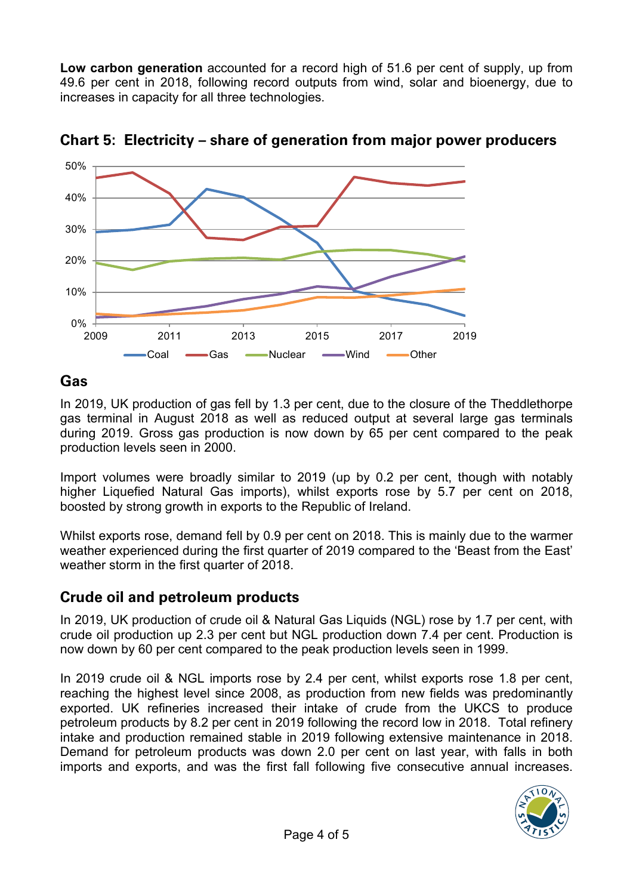**Low carbon generation** accounted for a record high of 51.6 per cent of supply, up from 49.6 per cent in 2018, following record outputs from wind, solar and bioenergy, due to increases in capacity for all three technologies.

**Chart 5: Electricity – share of generation from major power producers**

## Gas

In 2019, UK production of gas fell by 1.3 per cent, due to the closure of the Theddlethorpe gas terminal in August 2018 as well as reduced output at several large gas terminals during 2019. Gross gas production is now down by 65 per cent compared to the peak production levels seen in 2000.

Import volumes were broadly similar to 2019 (up by 0.2 per cent, though with notably higher Liquefied Natural Gas imports), whilst exports rose by 5.7 per cent on 2018, boosted by strong growth in exports to the Republic of Ireland.

Whilst exports rose, demand fell by 0.9 per cent on 2018. This is mainly due to the warmer weather experienced during the first quarter of 2019 compared to the 'Beast from the East' weather storm in the first quarter of 2018.

## Crude oil and petroleum products

In 2019, UK production of crude oil & Natural Gas Liquids (NGL) rose by 1.7 per cent, with crude oil production up 2.3 per cent but NGL production down 7.4 per cent. Production is now down by 60 per cent compared to the peak production levels seen in 1999.

In 2019 crude oil & NGL imports rose by 2.4 per cent, whilst exports rose 1.8 per cent, reaching the highest level since 2008, as production from new fields was predominantly exported. UK refineries increased their intake of crude from the UKCS to produce petroleum products by 8.2 per cent in 2019 following the record low in 2018. Total refinery intake and production remained stable in 2019 following extensive maintenance in 2018. Demand for petroleum products was down 2.0 per cent on last year, with falls in both imports and exports, and was the first fall following five consecutive annual increases.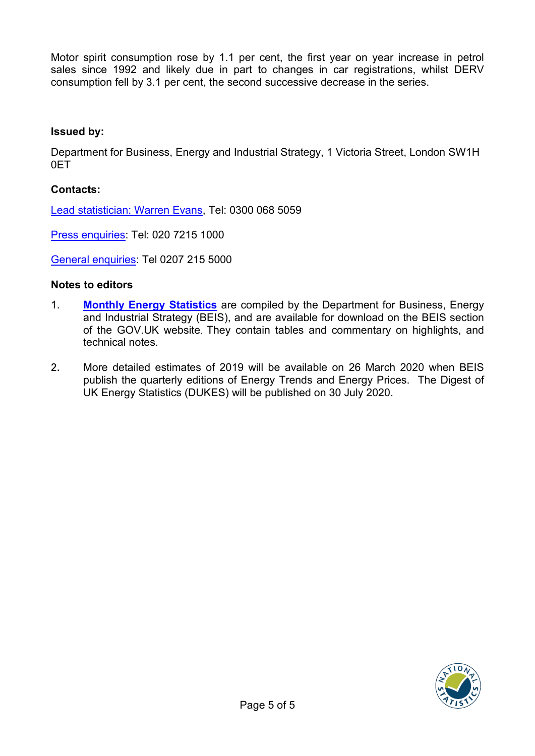Motor spirit consumption rose by 1.1 per cent, the first year on year increase in petrol sales since 1992 and likely due in part to changes in car registrations, whilst DERV consumption fell by 3.1 per cent, the second successive decrease in the series.

**Issued by:**

Department for Business, Energy and Industrial Strategy, 1 Victoria Street, London SW1H 0ET

**Contacts:**

Lead statistician: Warren Evans, Tel: 0300 068 5059

Press enquiries: Tel: 020 7215 1000

General enquiries: Tel 0207 215 5000

**Notes to editors**

1. **Monthly Energy Statistics** are compiled by the Department for Business, Energy and Industrial Strategy (BEIS), and are available for download on the BEIS section of the GOV.UK website. They contain tables and commentary on highlights, and technical notes.

2. More detailed estimates of 2019 will be available on 26 March 2020 when BEIS publish the quarterly editions of Energy Trends and Energy Prices. The Digest of UK Energy Statistics (DUKES) will be published on 30 July 2020.